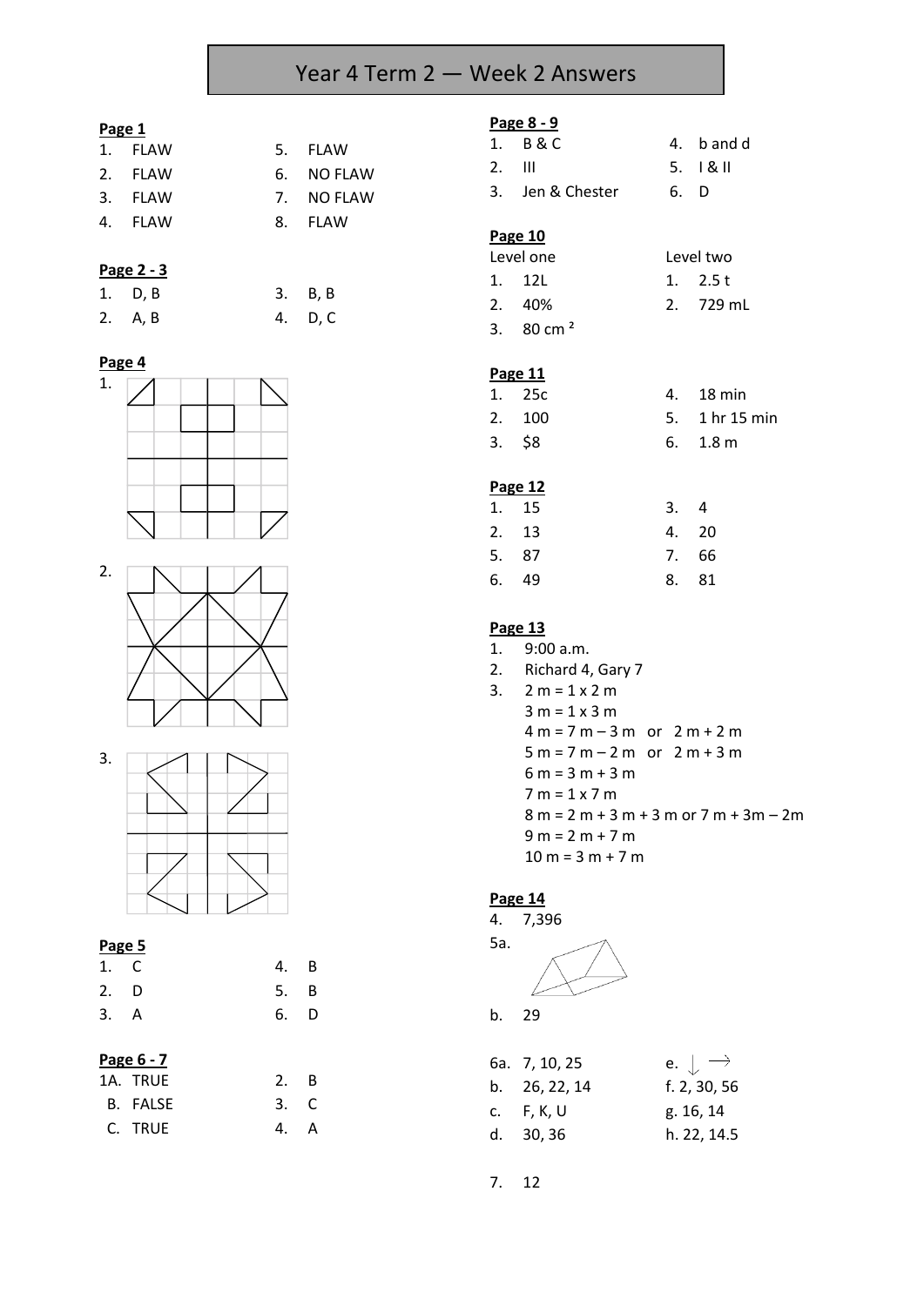# Year 4 Term 2 — Week 2 Answers

**Page 1**

| | | | |
|---|---|---|---|
| 1. | FLAW | 5. | FLAW |
| 2. | FLAW | 6. | NO FLAW |
| 3. | FLAW | 7. | NO FLAW |
| 4. | FLAW | 8. | FLAW |

**Page 2 - 3**

| | | | |
|---|---|---|---|
| 1. | D, B | 3. | B, B |
| 2. | A, B | 4. | D, C |

**Page 4**

1.

2.

3.

**Page 5**

| | | | |
|---|---|---|---|
| 1. | C | 4. | B |
| 2. | D | 5. | B |
| 3. | A | 6. | D |

**Page 6 - 7**

| | | | |
|---|---|---|---|
| 1A. | TRUE | 2. | B |
| B. | FALSE | 3. | C |
| C. | TRUE | 4. | A |

**Page 8 - 9**

| | | | |
|---|---|---|---|
| 1. | B & C | 4. | b and d |
| 2. | III | 5. | I & II |
| 3. | Jen & Chester | 6. | D |

**Page 10**

Level one
1. 12L
2. 40%
3. 80 cm $^2$

Level two
1. 2.5 t
2. 729 mL

**Page 11**

| | | | |
|---|---|---|---|
| 1. | 25c | 4. | 18 min |
| 2. | 100 | 5. | 1 hr 15 min |
| 3. | $8 | 6. | 1.8 m |

**Page 12**

| | | | |
|---|---|---|---|
| 1. | 15 | 3. | 4 |
| 2. | 13 | 4. | 20 |
| 5. | 87 | 7. | 66 |
| 6. | 49 | 8. | 81 |

**Page 13**

1. 9:00 a.m.
2. Richard 4, Gary 7
3. 2 m = 1 x 2 m
   3 m = 1 x 3 m
   4 m = 7 m – 3 m or 2 m + 2 m
   5 m = 7 m – 2 m or 2 m + 3 m
   6 m = 3 m + 3 m
   7 m = 1 x 7 m
   8 m = 2 m + 3 m + 3 m or 7 m + 3m – 2m
   9 m = 2 m + 7 m
   10 m = 3 m + 7 m

**Page 14**

4. 7,396

5a.

b. 29

| | |
|---|---|
| 6a. 7, 10, 25 | e. ↓ → |
| b. 26, 22, 14 | f. 2, 30, 56 |
| c. F, K, U | g. 16, 14 |
| d. 30, 36 | h. 22, 14.5 |

7. 12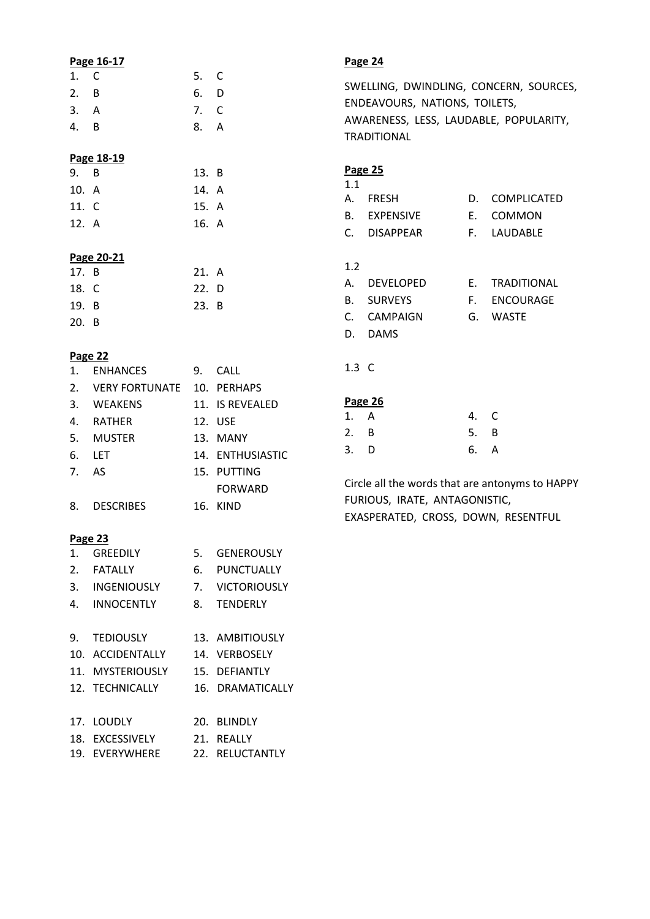**Page 16-17**

1. C
2. B
3. A
4. B
5. C
6. D
7. C
8. A

**Page 18-19**

9. B
10. A
11. C
12. A
13. B
14. A
15. A
16. A

**Page 20-21**

17. B
18. C
19. B
20. B
21. A
22. D
23. B

**Page 22**

1. ENHANCES
2. VERY FORTUNATE
3. WEAKENS
4. RATHER
5. MUSTER
6. LET
7. AS
8. DESCRIBES
9. CALL
10. PERHAPS
11. IS REVEALED
12. USE
13. MANY
14. ENTHUSIASTIC
15. PUTTING FORWARD
16. KIND

**Page 23**

1. GREEDILY
2. FATALLY
3. INGENIOUSLY
4. INNOCENTLY
5. GENEROUSLY
6. PUNCTUALLY
7. VICTORIOUSLY
8. TENDERLY

9. TEDIOUSLY
10. ACCIDENTALLY
11. MYSTERIOUSLY
12. TECHNICALLY
13. AMBITIOUSLY
14. VERBOSELY
15. DEFIANTLY
16. DRAMATICALLY

17. LOUDLY
18. EXCESSIVELY
19. EVERYWHERE
20. BLINDLY
21. REALLY
22. RELUCTANTLY

**Page 24**

SWELLING, DWINDLING, CONCERN, SOURCES, ENDEAVOURS, NATIONS, TOILETS, AWARENESS, LESS, LAUDABLE, POPULARITY, TRADITIONAL

**Page 25**

1.1

A. FRESH
B. EXPENSIVE
C. DISAPPEAR
D. COMPLICATED
E. COMMON
F. LAUDABLE

1.2

A. DEVELOPED
B. SURVEYS
C. CAMPAIGN
D. DAMS
E. TRADITIONAL
F. ENCOURAGE
G. WASTE

1.3 C

**Page 26**

1. A
2. B
3. D
4. C
5. B
6. A

Circle all the words that are antonyms to HAPPY

FURIOUS, IRATE, ANTAGONISTIC, EXASPERATED, CROSS, DOWN, RESENTFUL